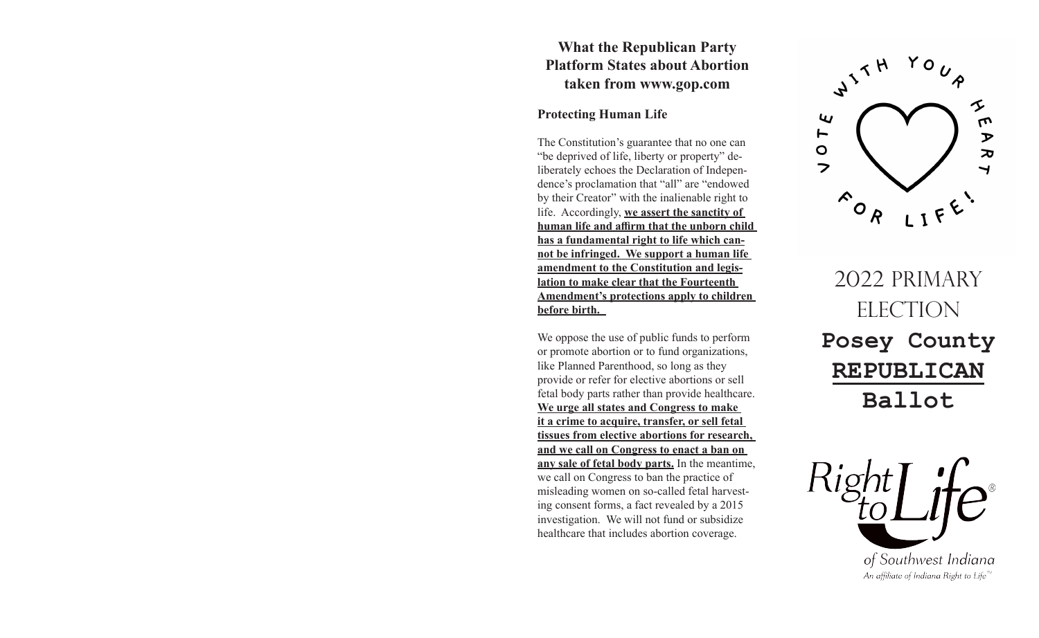## What the Republican Party Platform States about Abortion taken from www.gop.com

### Protecting Human Life

The Constitution's guarantee that no one can "be deprived of life, liberty or property" deliberately echoes the Declaration of Independence's proclamation that "all" are "endowed by their Creator" with the inalienable right to life. Accordingly, **we assert the sanctity of human life and affirm that the unborn child has a fundamental right to life which cannot be infringed. We support a human life amendment to the Constitution and legislation to make clear that the Fourteenth Amendment's protections apply to children before birth.**

We oppose the use of public funds to perform or promote abortion or to fund organizations, like Planned Parenthood, so long as they provide or refer for elective abortions or sell fetal body parts rather than provide healthcare. **We urge all states and Congress to make it a crime to acquire, transfer, or sell fetal tissues from elective abortions for research, and we call on Congress to enact a ban on any sale of fetal body parts.** In the meantime, we call on Congress to ban the practice of misleading women on so-called fetal harvesting consent forms, a fact revealed by a 2015 investigation. We will not fund or subsidize healthcare that includes abortion coverage.

VOTE WITH YOUR HEART FOR LIFE!

# 2022 PRIMARY ELECTION

# Posey County REPUBLICAN Ballot

Right to Life® of Southwest Indiana

An affiliate of Indiana Right to Life™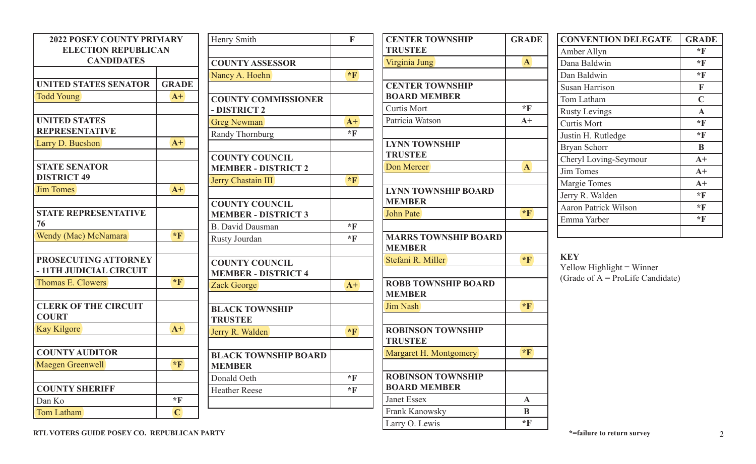| 2022 POSEY COUNTY PRIMARY ELECTION REPUBLICAN CANDIDATES | |
|---|---|
| | |
| **UNITED STATES SENATOR** | **GRADE** |
| Todd Young | A+ |
| | |
| **UNITED STATES REPRESENTATIVE** | |
| Larry D. Bucshon | A+ |
| | |
| **STATE SENATOR DISTRICT 49** | |
| Jim Tomes | A+ |
| | |
| **STATE REPRESENTATIVE 76** | |
| Wendy (Mac) McNamara | *F |
| | |
| **PROSECUTING ATTORNEY - 11TH JUDICIAL CIRCUIT** | |
| Thomas E. Clowers | *F |
| | |
| **CLERK OF THE CIRCUIT COURT** | |
| Kay Kilgore | A+ |
| | |
| **COUNTY AUDITOR** | |
| Maegen Greenwell | *F |
| | |
| **COUNTY SHERIFF** | |
| Dan Ko | *F |
| Tom Latham | C |

| | |
|---|---|
| Henry Smith | F |
| | |
| **COUNTY ASSESSOR** | |
| Nancy A. Hoehn | *F |
| | |
| **COUNTY COMMISSIONER - DISTRICT 2** | |
| Greg Newman | A+ |
| Randy Thornburg | *F |
| | |
| **COUNTY COUNCIL MEMBER - DISTRICT 2** | |
| Jerry Chastain III | *F |
| | |
| **COUNTY COUNCIL MEMBER - DISTRICT 3** | |
| B. David Dausman | *F |
| Rusty Jourdan | *F |
| | |
| **COUNTY COUNCIL MEMBER - DISTRICT 4** | |
| Zack George | A+ |
| | |
| **BLACK TOWNSHIP TRUSTEE** | |
| Jerry R. Walden | *F |
| | |
| **BLACK TOWNSHIP BOARD MEMBER** | |
| Donald Oeth | *F |
| Heather Reese | *F |
| | |

| **CENTER TOWNSHIP TRUSTEE** | **GRADE** |
|---|---|
| Virginia Jung | A |
| | |
| **CENTER TOWNSHIP BOARD MEMBER** | |
| Curtis Mort | *F |
| Patricia Watson | A+ |
| | |
| **LYNN TOWNSHIP TRUSTEE** | |
| Don Mercer | A |
| | |
| **LYNN TOWNSHIP BOARD MEMBER** | |
| John Pate | *F |
| | |
| **MARRS TOWNSHIP BOARD MEMBER** | |
| Stefani R. Miller | *F |
| | |
| **ROBB TOWNSHIP BOARD MEMBER** | |
| Jim Nash | *F |
| | |
| **ROBINSON TOWNSHIP TRUSTEE** | |
| Margaret H. Montgomery | *F |
| | |
| **ROBINSON TOWNSHIP BOARD MEMBER** | |
| Janet Essex | A |
| Frank Kanowsky | B |
| Larry O. Lewis | *F |

| **CONVENTION DELEGATE** | **GRADE** |
|---|---|
| Amber Allyn | *F |
| Dana Baldwin | *F |
| Dan Baldwin | *F |
| Susan Harrison | F |
| Tom Latham | C |
| Rusty Levings | A |
| Curtis Mort | *F |
| Justin H. Rutledge | *F |
| Bryan Schorr | B |
| Cheryl Loving-Seymour | A+ |
| Jim Tomes | A+ |
| Margie Tomes | A+ |
| Jerry R. Walden | *F |
| Aaron Patrick Wilson | *F |
| Emma Yarber | *F |
| | |

**KEY**

Yellow Highlight = Winner
(Grade of A = ProLife Candidate)

RTL VOTERS GUIDE POSEY CO. REPUBLICAN PARTY

*=failure to return survey